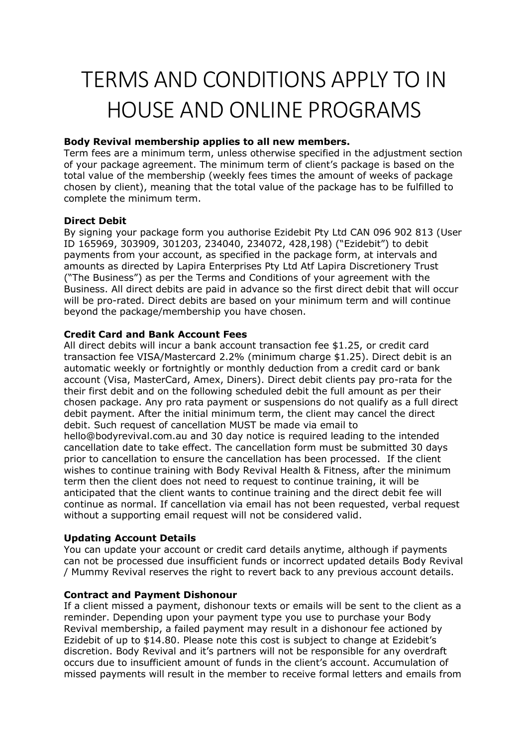# TERMS AND CONDITIONS APPLY TO IN HOUSE AND ONLINE PROGRAMS

**Body Revival membership applies to all new members.**
Term fees are a minimum term, unless otherwise specified in the adjustment section of your package agreement. The minimum term of client's package is based on the total value of the membership (weekly fees times the amount of weeks of package chosen by client), meaning that the total value of the package has to be fulfilled to complete the minimum term.

**Direct Debit**
By signing your package form you authorise Ezidebit Pty Ltd CAN 096 902 813 (User ID 165969, 303909, 301203, 234040, 234072, 428,198) ("Ezidebit") to debit payments from your account, as specified in the package form, at intervals and amounts as directed by Lapira Enterprises Pty Ltd Atf Lapira Discretionery Trust ("The Business") as per the Terms and Conditions of your agreement with the Business. All direct debits are paid in advance so the first direct debit that will occur will be pro-rated. Direct debits are based on your minimum term and will continue beyond the package/membership you have chosen.

**Credit Card and Bank Account Fees**
All direct debits will incur a bank account transaction fee $1.25, or credit card transaction fee VISA/Mastercard 2.2% (minimum charge $1.25). Direct debit is an automatic weekly or fortnightly or monthly deduction from a credit card or bank account (Visa, MasterCard, Amex, Diners). Direct debit clients pay pro-rata for the their first debit and on the following scheduled debit the full amount as per their chosen package. Any pro rata payment or suspensions do not qualify as a full direct debit payment. After the initial minimum term, the client may cancel the direct debit. Such request of cancellation MUST be made via email to hello@bodyrevival.com.au and 30 day notice is required leading to the intended cancellation date to take effect. The cancellation form must be submitted 30 days prior to cancellation to ensure the cancellation has been processed. If the client wishes to continue training with Body Revival Health & Fitness, after the minimum term then the client does not need to request to continue training, it will be anticipated that the client wants to continue training and the direct debit fee will continue as normal. If cancellation via email has not been requested, verbal request without a supporting email request will not be considered valid.

**Updating Account Details**
You can update your account or credit card details anytime, although if payments can not be processed due insufficient funds or incorrect updated details Body Revival / Mummy Revival reserves the right to revert back to any previous account details.

**Contract and Payment Dishonour**
If a client missed a payment, dishonour texts or emails will be sent to the client as a reminder. Depending upon your payment type you use to purchase your Body Revival membership, a failed payment may result in a dishonour fee actioned by Ezidebit of up to $14.80. Please note this cost is subject to change at Ezidebit's discretion. Body Revival and it's partners will not be responsible for any overdraft occurs due to insufficient amount of funds in the client's account. Accumulation of missed payments will result in the member to receive formal letters and emails from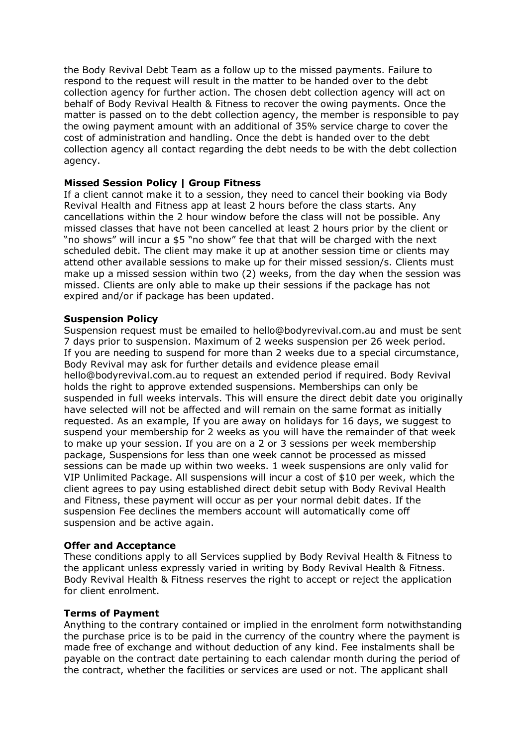the Body Revival Debt Team as a follow up to the missed payments. Failure to respond to the request will result in the matter to be handed over to the debt collection agency for further action. The chosen debt collection agency will act on behalf of Body Revival Health & Fitness to recover the owing payments. Once the matter is passed on to the debt collection agency, the member is responsible to pay the owing payment amount with an additional of 35% service charge to cover the cost of administration and handling. Once the debt is handed over to the debt collection agency all contact regarding the debt needs to be with the debt collection agency.

**Missed Session Policy | Group Fitness**

If a client cannot make it to a session, they need to cancel their booking via Body Revival Health and Fitness app at least 2 hours before the class starts. Any cancellations within the 2 hour window before the class will not be possible. Any missed classes that have not been cancelled at least 2 hours prior by the client or "no shows" will incur a $5 "no show" fee that that will be charged with the next scheduled debit. The client may make it up at another session time or clients may attend other available sessions to make up for their missed session/s. Clients must make up a missed session within two (2) weeks, from the day when the session was missed. Clients are only able to make up their sessions if the package has not expired and/or if package has been updated.

**Suspension Policy**

Suspension request must be emailed to hello@bodyrevival.com.au and must be sent 7 days prior to suspension. Maximum of 2 weeks suspension per 26 week period. If you are needing to suspend for more than 2 weeks due to a special circumstance, Body Revival may ask for further details and evidence please email hello@bodyrevival.com.au to request an extended period if required. Body Revival holds the right to approve extended suspensions. Memberships can only be suspended in full weeks intervals. This will ensure the direct debit date you originally have selected will not be affected and will remain on the same format as initially requested. As an example, If you are away on holidays for 16 days, we suggest to suspend your membership for 2 weeks as you will have the remainder of that week to make up your session. If you are on a 2 or 3 sessions per week membership package, Suspensions for less than one week cannot be processed as missed sessions can be made up within two weeks. 1 week suspensions are only valid for VIP Unlimited Package. All suspensions will incur a cost of $10 per week, which the client agrees to pay using established direct debit setup with Body Revival Health and Fitness, these payment will occur as per your normal debit dates. If the suspension Fee declines the members account will automatically come off suspension and be active again.

**Offer and Acceptance**

These conditions apply to all Services supplied by Body Revival Health & Fitness to the applicant unless expressly varied in writing by Body Revival Health & Fitness. Body Revival Health & Fitness reserves the right to accept or reject the application for client enrolment.

**Terms of Payment**

Anything to the contrary contained or implied in the enrolment form notwithstanding the purchase price is to be paid in the currency of the country where the payment is made free of exchange and without deduction of any kind. Fee instalments shall be payable on the contract date pertaining to each calendar month during the period of the contract, whether the facilities or services are used or not. The applicant shall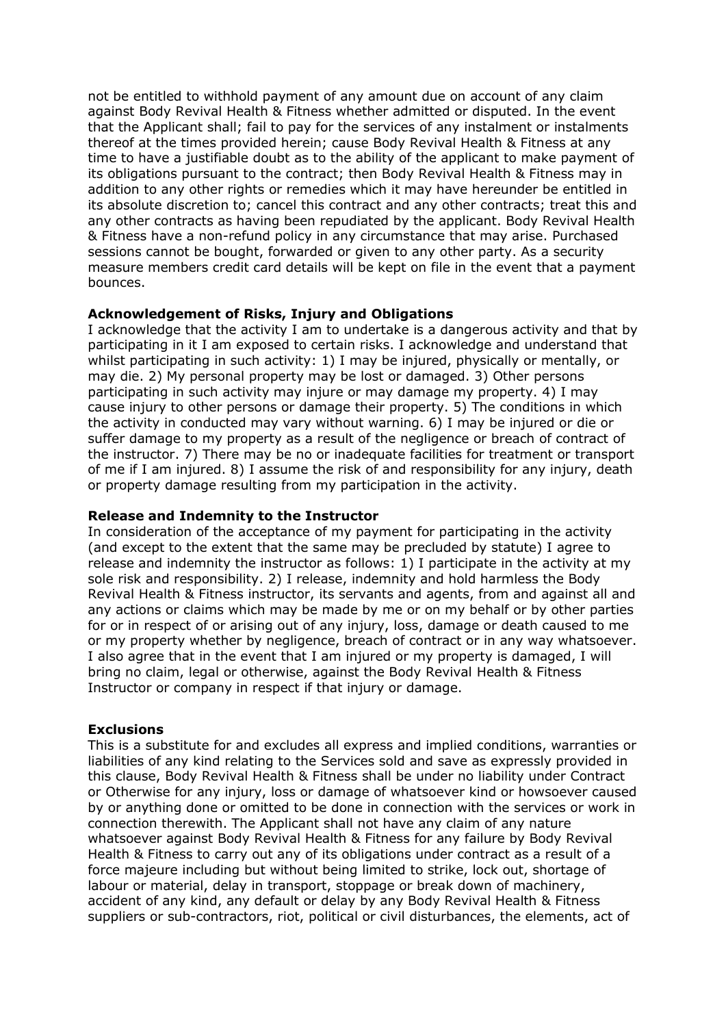not be entitled to withhold payment of any amount due on account of any claim against Body Revival Health & Fitness whether admitted or disputed. In the event that the Applicant shall; fail to pay for the services of any instalment or instalments thereof at the times provided herein; cause Body Revival Health & Fitness at any time to have a justifiable doubt as to the ability of the applicant to make payment of its obligations pursuant to the contract; then Body Revival Health & Fitness may in addition to any other rights or remedies which it may have hereunder be entitled in its absolute discretion to; cancel this contract and any other contracts; treat this and any other contracts as having been repudiated by the applicant. Body Revival Health & Fitness have a non-refund policy in any circumstance that may arise. Purchased sessions cannot be bought, forwarded or given to any other party. As a security measure members credit card details will be kept on file in the event that a payment bounces.

**Acknowledgement of Risks, Injury and Obligations**
I acknowledge that the activity I am to undertake is a dangerous activity and that by participating in it I am exposed to certain risks. I acknowledge and understand that whilst participating in such activity: 1) I may be injured, physically or mentally, or may die. 2) My personal property may be lost or damaged. 3) Other persons participating in such activity may injure or may damage my property. 4) I may cause injury to other persons or damage their property. 5) The conditions in which the activity in conducted may vary without warning. 6) I may be injured or die or suffer damage to my property as a result of the negligence or breach of contract of the instructor. 7) There may be no or inadequate facilities for treatment or transport of me if I am injured. 8) I assume the risk of and responsibility for any injury, death or property damage resulting from my participation in the activity.

**Release and Indemnity to the Instructor**
In consideration of the acceptance of my payment for participating in the activity (and except to the extent that the same may be precluded by statute) I agree to release and indemnity the instructor as follows: 1) I participate in the activity at my sole risk and responsibility. 2) I release, indemnity and hold harmless the Body Revival Health & Fitness instructor, its servants and agents, from and against all and any actions or claims which may be made by me or on my behalf or by other parties for or in respect of or arising out of any injury, loss, damage or death caused to me or my property whether by negligence, breach of contract or in any way whatsoever. I also agree that in the event that I am injured or my property is damaged, I will bring no claim, legal or otherwise, against the Body Revival Health & Fitness Instructor or company in respect if that injury or damage.

**Exclusions**
This is a substitute for and excludes all express and implied conditions, warranties or liabilities of any kind relating to the Services sold and save as expressly provided in this clause, Body Revival Health & Fitness shall be under no liability under Contract or Otherwise for any injury, loss or damage of whatsoever kind or howsoever caused by or anything done or omitted to be done in connection with the services or work in connection therewith. The Applicant shall not have any claim of any nature whatsoever against Body Revival Health & Fitness for any failure by Body Revival Health & Fitness to carry out any of its obligations under contract as a result of a force majeure including but without being limited to strike, lock out, shortage of labour or material, delay in transport, stoppage or break down of machinery, accident of any kind, any default or delay by any Body Revival Health & Fitness suppliers or sub-contractors, riot, political or civil disturbances, the elements, act of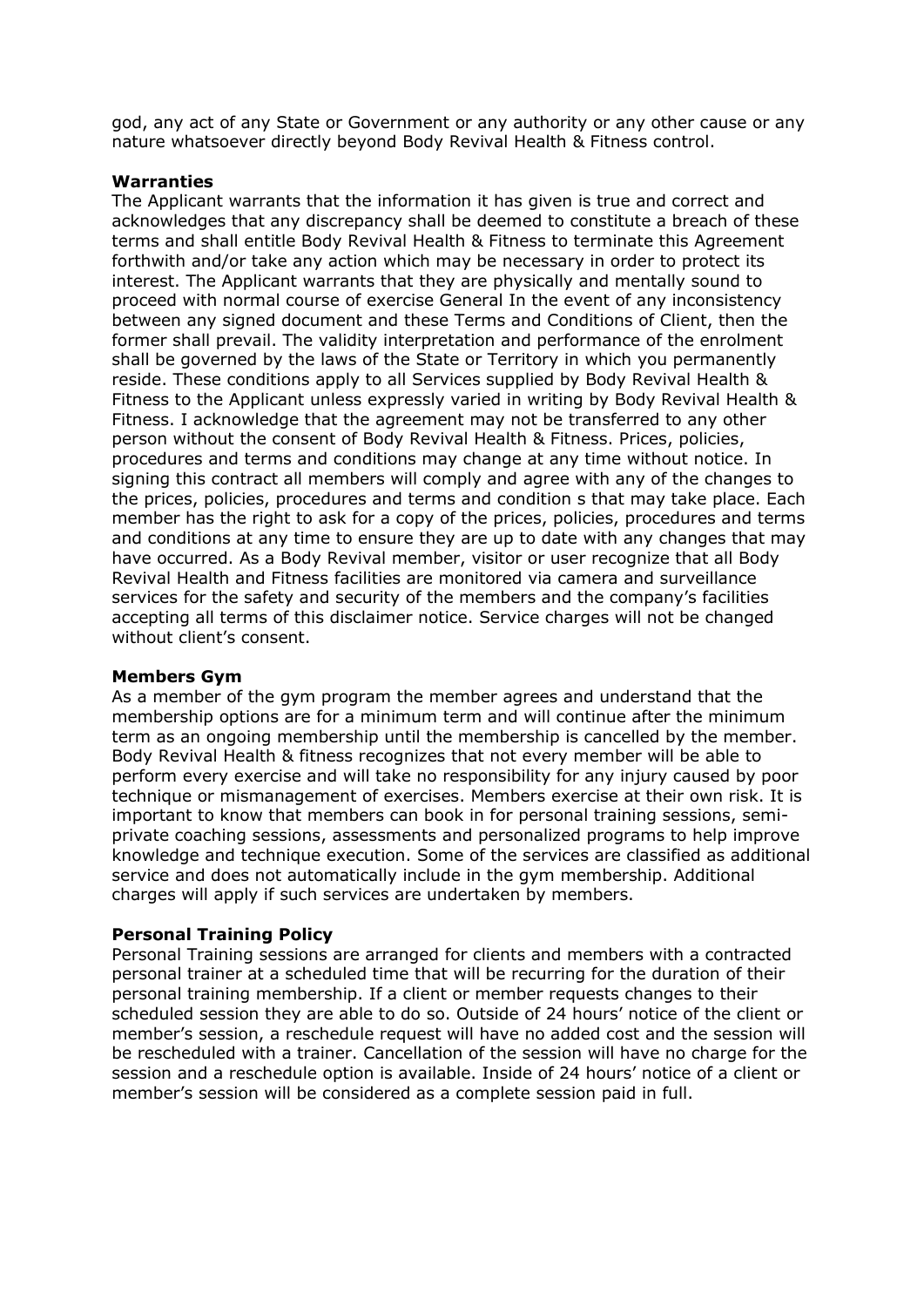god, any act of any State or Government or any authority or any other cause or any nature whatsoever directly beyond Body Revival Health & Fitness control.

**Warranties**

The Applicant warrants that the information it has given is true and correct and acknowledges that any discrepancy shall be deemed to constitute a breach of these terms and shall entitle Body Revival Health & Fitness to terminate this Agreement forthwith and/or take any action which may be necessary in order to protect its interest. The Applicant warrants that they are physically and mentally sound to proceed with normal course of exercise General In the event of any inconsistency between any signed document and these Terms and Conditions of Client, then the former shall prevail. The validity interpretation and performance of the enrolment shall be governed by the laws of the State or Territory in which you permanently reside. These conditions apply to all Services supplied by Body Revival Health & Fitness to the Applicant unless expressly varied in writing by Body Revival Health & Fitness. I acknowledge that the agreement may not be transferred to any other person without the consent of Body Revival Health & Fitness. Prices, policies, procedures and terms and conditions may change at any time without notice. In signing this contract all members will comply and agree with any of the changes to the prices, policies, procedures and terms and condition s that may take place. Each member has the right to ask for a copy of the prices, policies, procedures and terms and conditions at any time to ensure they are up to date with any changes that may have occurred. As a Body Revival member, visitor or user recognize that all Body Revival Health and Fitness facilities are monitored via camera and surveillance services for the safety and security of the members and the company's facilities accepting all terms of this disclaimer notice. Service charges will not be changed without client's consent.

**Members Gym**

As a member of the gym program the member agrees and understand that the membership options are for a minimum term and will continue after the minimum term as an ongoing membership until the membership is cancelled by the member. Body Revival Health & fitness recognizes that not every member will be able to perform every exercise and will take no responsibility for any injury caused by poor technique or mismanagement of exercises. Members exercise at their own risk. It is important to know that members can book in for personal training sessions, semi-private coaching sessions, assessments and personalized programs to help improve knowledge and technique execution. Some of the services are classified as additional service and does not automatically include in the gym membership. Additional charges will apply if such services are undertaken by members.

**Personal Training Policy**

Personal Training sessions are arranged for clients and members with a contracted personal trainer at a scheduled time that will be recurring for the duration of their personal training membership. If a client or member requests changes to their scheduled session they are able to do so. Outside of 24 hours' notice of the client or member's session, a reschedule request will have no added cost and the session will be rescheduled with a trainer. Cancellation of the session will have no charge for the session and a reschedule option is available. Inside of 24 hours' notice of a client or member's session will be considered as a complete session paid in full.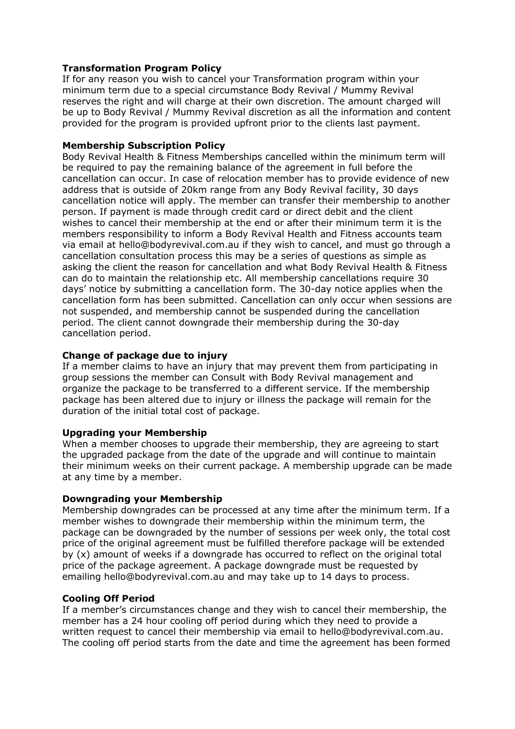**Transformation Program Policy**

If for any reason you wish to cancel your Transformation program within your minimum term due to a special circumstance Body Revival / Mummy Revival reserves the right and will charge at their own discretion. The amount charged will be up to Body Revival / Mummy Revival discretion as all the information and content provided for the program is provided upfront prior to the clients last payment.

**Membership Subscription Policy**

Body Revival Health & Fitness Memberships cancelled within the minimum term will be required to pay the remaining balance of the agreement in full before the cancellation can occur. In case of relocation member has to provide evidence of new address that is outside of 20km range from any Body Revival facility, 30 days cancellation notice will apply. The member can transfer their membership to another person. If payment is made through credit card or direct debit and the client wishes to cancel their membership at the end or after their minimum term it is the members responsibility to inform a Body Revival Health and Fitness accounts team via email at hello@bodyrevival.com.au if they wish to cancel, and must go through a cancellation consultation process this may be a series of questions as simple as asking the client the reason for cancellation and what Body Revival Health & Fitness can do to maintain the relationship etc. All membership cancellations require 30 days' notice by submitting a cancellation form. The 30-day notice applies when the cancellation form has been submitted. Cancellation can only occur when sessions are not suspended, and membership cannot be suspended during the cancellation period. The client cannot downgrade their membership during the 30-day cancellation period.

**Change of package due to injury**

If a member claims to have an injury that may prevent them from participating in group sessions the member can Consult with Body Revival management and organize the package to be transferred to a different service. If the membership package has been altered due to injury or illness the package will remain for the duration of the initial total cost of package.

**Upgrading your Membership**

When a member chooses to upgrade their membership, they are agreeing to start the upgraded package from the date of the upgrade and will continue to maintain their minimum weeks on their current package. A membership upgrade can be made at any time by a member.

**Downgrading your Membership**

Membership downgrades can be processed at any time after the minimum term. If a member wishes to downgrade their membership within the minimum term, the package can be downgraded by the number of sessions per week only, the total cost price of the original agreement must be fulfilled therefore package will be extended by (x) amount of weeks if a downgrade has occurred to reflect on the original total price of the package agreement. A package downgrade must be requested by emailing hello@bodyrevival.com.au and may take up to 14 days to process.

**Cooling Off Period**

If a member's circumstances change and they wish to cancel their membership, the member has a 24 hour cooling off period during which they need to provide a written request to cancel their membership via email to hello@bodyrevival.com.au. The cooling off period starts from the date and time the agreement has been formed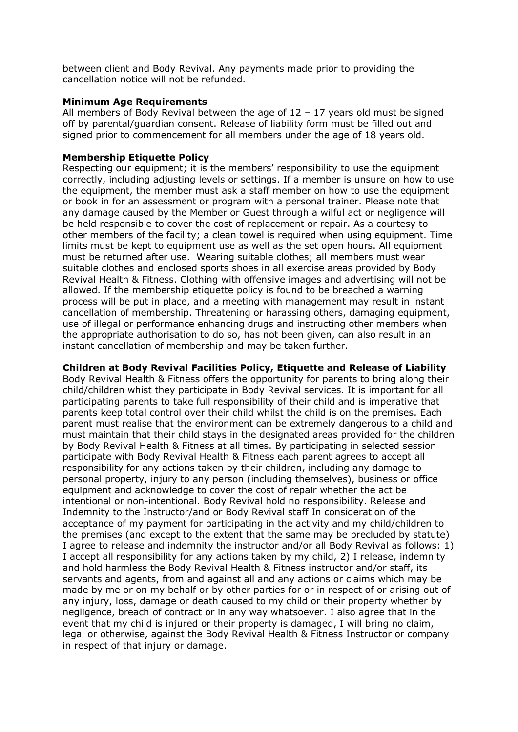between client and Body Revival. Any payments made prior to providing the cancellation notice will not be refunded.

**Minimum Age Requirements**

All members of Body Revival between the age of 12 – 17 years old must be signed off by parental/guardian consent. Release of liability form must be filled out and signed prior to commencement for all members under the age of 18 years old.

**Membership Etiquette Policy**

Respecting our equipment; it is the members' responsibility to use the equipment correctly, including adjusting levels or settings. If a member is unsure on how to use the equipment, the member must ask a staff member on how to use the equipment or book in for an assessment or program with a personal trainer. Please note that any damage caused by the Member or Guest through a wilful act or negligence will be held responsible to cover the cost of replacement or repair. As a courtesy to other members of the facility; a clean towel is required when using equipment. Time limits must be kept to equipment use as well as the set open hours. All equipment must be returned after use. Wearing suitable clothes; all members must wear suitable clothes and enclosed sports shoes in all exercise areas provided by Body Revival Health & Fitness. Clothing with offensive images and advertising will not be allowed. If the membership etiquette policy is found to be breached a warning process will be put in place, and a meeting with management may result in instant cancellation of membership. Threatening or harassing others, damaging equipment, use of illegal or performance enhancing drugs and instructing other members when the appropriate authorisation to do so, has not been given, can also result in an instant cancellation of membership and may be taken further.

**Children at Body Revival Facilities Policy, Etiquette and Release of Liability**

Body Revival Health & Fitness offers the opportunity for parents to bring along their child/children whist they participate in Body Revival services. It is important for all participating parents to take full responsibility of their child and is imperative that parents keep total control over their child whilst the child is on the premises. Each parent must realise that the environment can be extremely dangerous to a child and must maintain that their child stays in the designated areas provided for the children by Body Revival Health & Fitness at all times. By participating in selected session participate with Body Revival Health & Fitness each parent agrees to accept all responsibility for any actions taken by their children, including any damage to personal property, injury to any person (including themselves), business or office equipment and acknowledge to cover the cost of repair whether the act be intentional or non-intentional. Body Revival hold no responsibility. Release and Indemnity to the Instructor/and or Body Revival staff In consideration of the acceptance of my payment for participating in the activity and my child/children to the premises (and except to the extent that the same may be precluded by statute) I agree to release and indemnity the instructor and/or all Body Revival as follows: 1) I accept all responsibility for any actions taken by my child, 2) I release, indemnity and hold harmless the Body Revival Health & Fitness instructor and/or staff, its servants and agents, from and against all and any actions or claims which may be made by me or on my behalf or by other parties for or in respect of or arising out of any injury, loss, damage or death caused to my child or their property whether by negligence, breach of contract or in any way whatsoever. I also agree that in the event that my child is injured or their property is damaged, I will bring no claim, legal or otherwise, against the Body Revival Health & Fitness Instructor or company in respect of that injury or damage.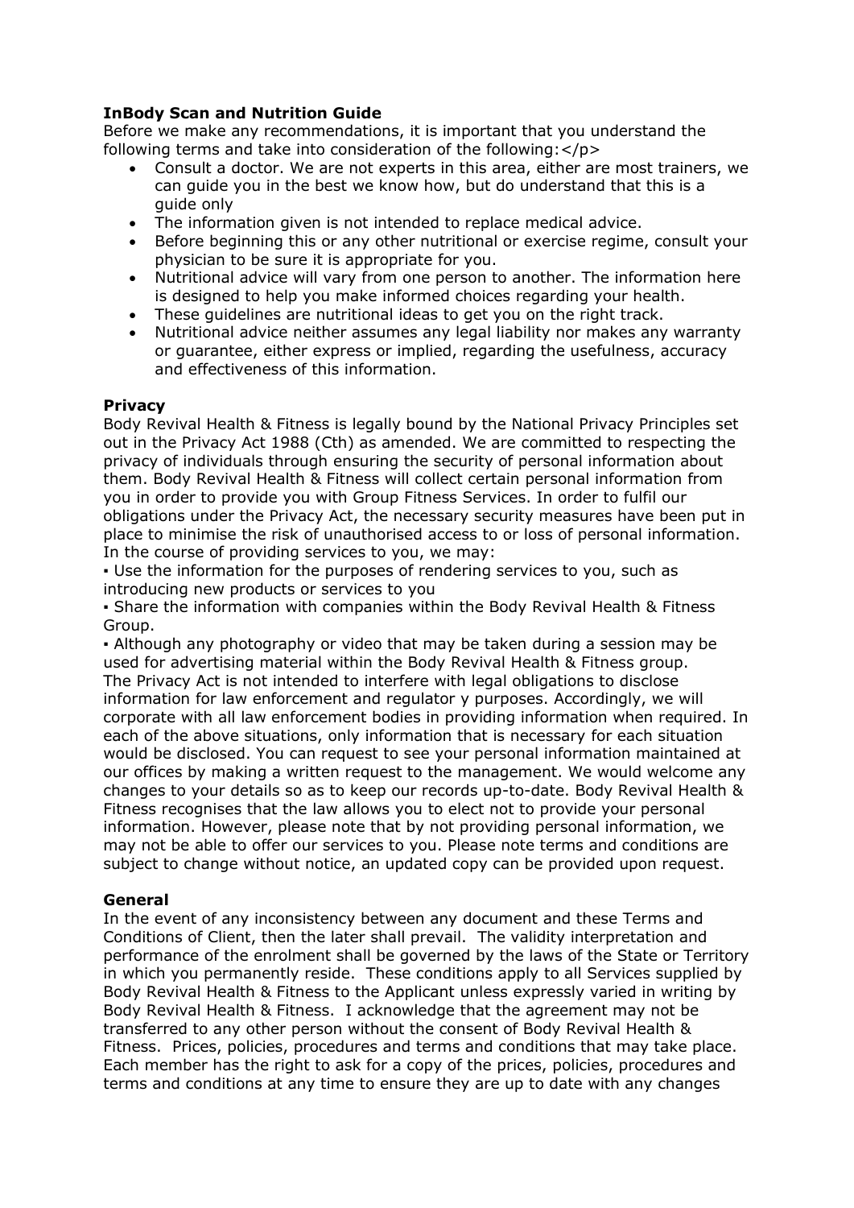**InBody Scan and Nutrition Guide**

Before we make any recommendations, it is important that you understand the following terms and take into consideration of the following:</p>

- Consult a doctor. We are not experts in this area, either are most trainers, we can guide you in the best we know how, but do understand that this is a guide only
- The information given is not intended to replace medical advice.
- Before beginning this or any other nutritional or exercise regime, consult your physician to be sure it is appropriate for you.
- Nutritional advice will vary from one person to another. The information here is designed to help you make informed choices regarding your health.
- These guidelines are nutritional ideas to get you on the right track.
- Nutritional advice neither assumes any legal liability nor makes any warranty or guarantee, either express or implied, regarding the usefulness, accuracy and effectiveness of this information.

**Privacy**

Body Revival Health & Fitness is legally bound by the National Privacy Principles set out in the Privacy Act 1988 (Cth) as amended. We are committed to respecting the privacy of individuals through ensuring the security of personal information about them. Body Revival Health & Fitness will collect certain personal information from you in order to provide you with Group Fitness Services. In order to fulfil our obligations under the Privacy Act, the necessary security measures have been put in place to minimise the risk of unauthorised access to or loss of personal information. In the course of providing services to you, we may:

▪ Use the information for the purposes of rendering services to you, such as introducing new products or services to you

▪ Share the information with companies within the Body Revival Health & Fitness Group.

▪ Although any photography or video that may be taken during a session may be used for advertising material within the Body Revival Health & Fitness group.

The Privacy Act is not intended to interfere with legal obligations to disclose information for law enforcement and regulator y purposes. Accordingly, we will corporate with all law enforcement bodies in providing information when required. In each of the above situations, only information that is necessary for each situation would be disclosed. You can request to see your personal information maintained at our offices by making a written request to the management. We would welcome any changes to your details so as to keep our records up-to-date. Body Revival Health & Fitness recognises that the law allows you to elect not to provide your personal information. However, please note that by not providing personal information, we may not be able to offer our services to you. Please note terms and conditions are subject to change without notice, an updated copy can be provided upon request.

**General**

In the event of any inconsistency between any document and these Terms and Conditions of Client, then the later shall prevail. The validity interpretation and performance of the enrolment shall be governed by the laws of the State or Territory in which you permanently reside. These conditions apply to all Services supplied by Body Revival Health & Fitness to the Applicant unless expressly varied in writing by Body Revival Health & Fitness. I acknowledge that the agreement may not be transferred to any other person without the consent of Body Revival Health & Fitness. Prices, policies, procedures and terms and conditions that may take place. Each member has the right to ask for a copy of the prices, policies, procedures and terms and conditions at any time to ensure they are up to date with any changes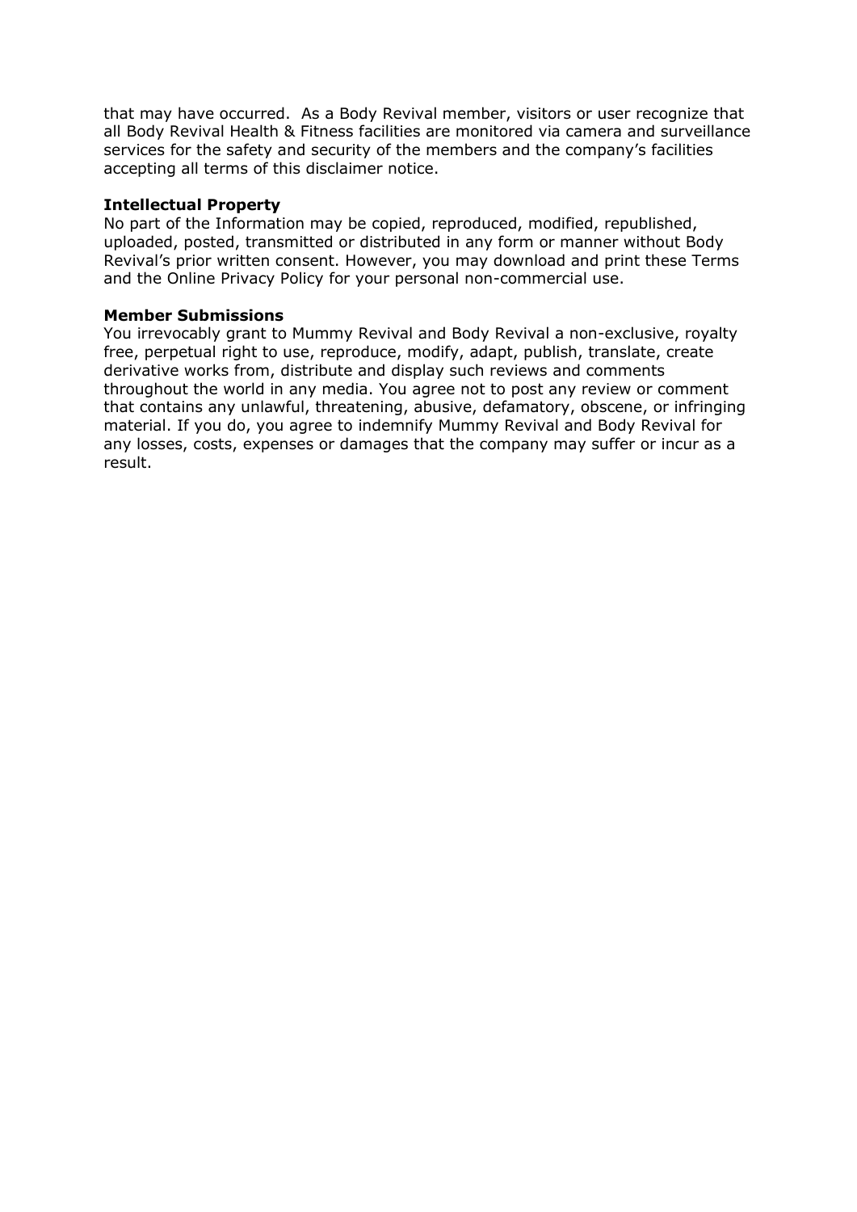that may have occurred.  As a Body Revival member, visitors or user recognize that all Body Revival Health & Fitness facilities are monitored via camera and surveillance services for the safety and security of the members and the company's facilities accepting all terms of this disclaimer notice.

**Intellectual Property**

No part of the Information may be copied, reproduced, modified, republished, uploaded, posted, transmitted or distributed in any form or manner without Body Revival's prior written consent. However, you may download and print these Terms and the Online Privacy Policy for your personal non-commercial use.

**Member Submissions**

You irrevocably grant to Mummy Revival and Body Revival a non-exclusive, royalty free, perpetual right to use, reproduce, modify, adapt, publish, translate, create derivative works from, distribute and display such reviews and comments throughout the world in any media. You agree not to post any review or comment that contains any unlawful, threatening, abusive, defamatory, obscene, or infringing material. If you do, you agree to indemnify Mummy Revival and Body Revival for any losses, costs, expenses or damages that the company may suffer or incur as a result.